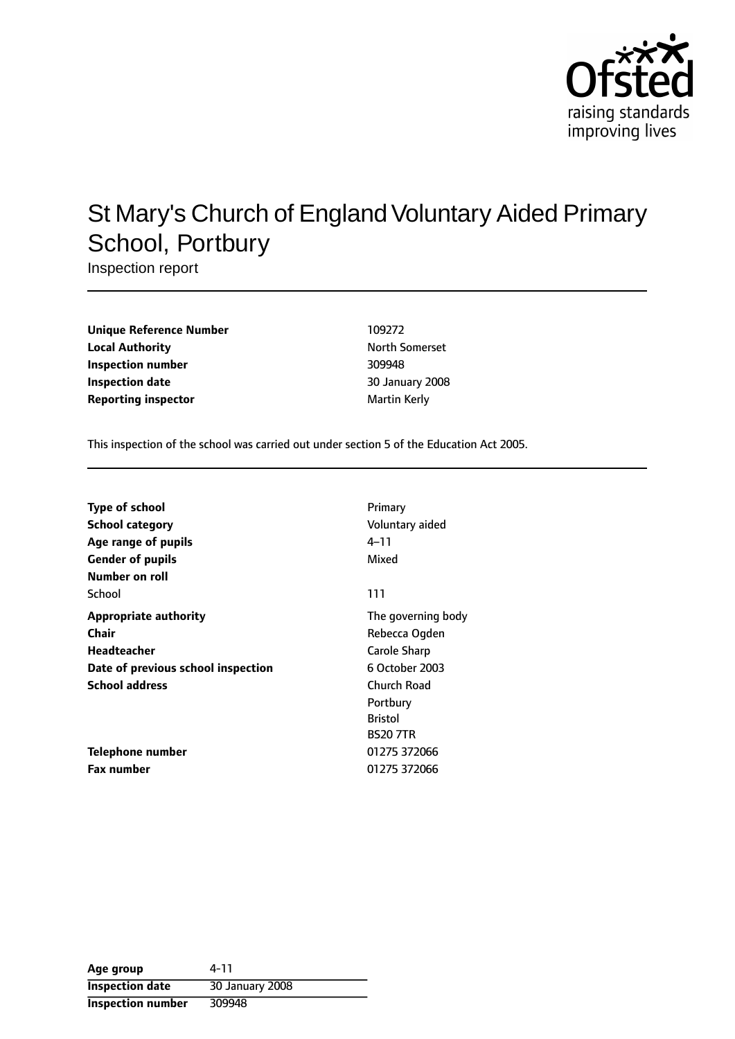Ofsted
raising standards
improving lives

# St Mary's Church of England Voluntary Aided Primary School, Portbury

Inspection report

| | |
|---|---|
| **Unique Reference Number** | 109272 |
| **Local Authority** | North Somerset |
| **Inspection number** | 309948 |
| **Inspection date** | 30 January 2008 |
| **Reporting inspector** | Martin Kerly |

This inspection of the school was carried out under section 5 of the Education Act 2005.

| | |
|---|---|
| **Type of school** | Primary |
| **School category** | Voluntary aided |
| **Age range of pupils** | 4–11 |
| **Gender of pupils** | Mixed |
| **Number on roll** | |
| School | 111 |
| **Appropriate authority** | The governing body |
| **Chair** | Rebecca Ogden |
| **Headteacher** | Carole Sharp |
| **Date of previous school inspection** | 6 October 2003 |
| **School address** | Church Road<br>Portbury<br>Bristol<br>BS20 7TR |
| **Telephone number** | 01275 372066 |
| **Fax number** | 01275 372066 |

| | |
|---|---|
| **Age group** | 4-11 |
| **Inspection date** | 30 January 2008 |
| **Inspection number** | 309948 |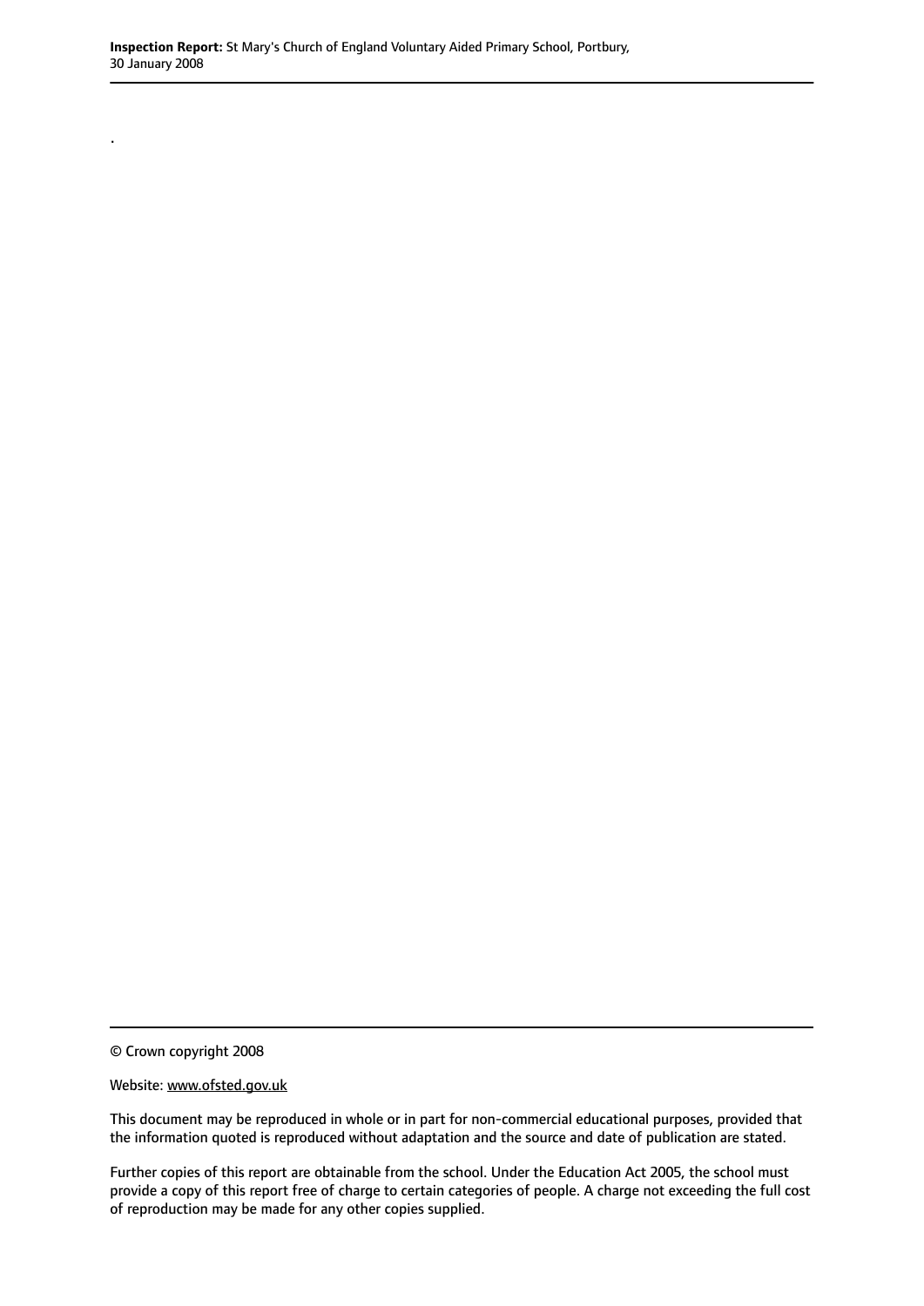.

© Crown copyright 2008

Website: www.ofsted.gov.uk

This document may be reproduced in whole or in part for non-commercial educational purposes, provided that the information quoted is reproduced without adaptation and the source and date of publication are stated.

Further copies of this report are obtainable from the school. Under the Education Act 2005, the school must provide a copy of this report free of charge to certain categories of people. A charge not exceeding the full cost of reproduction may be made for any other copies supplied.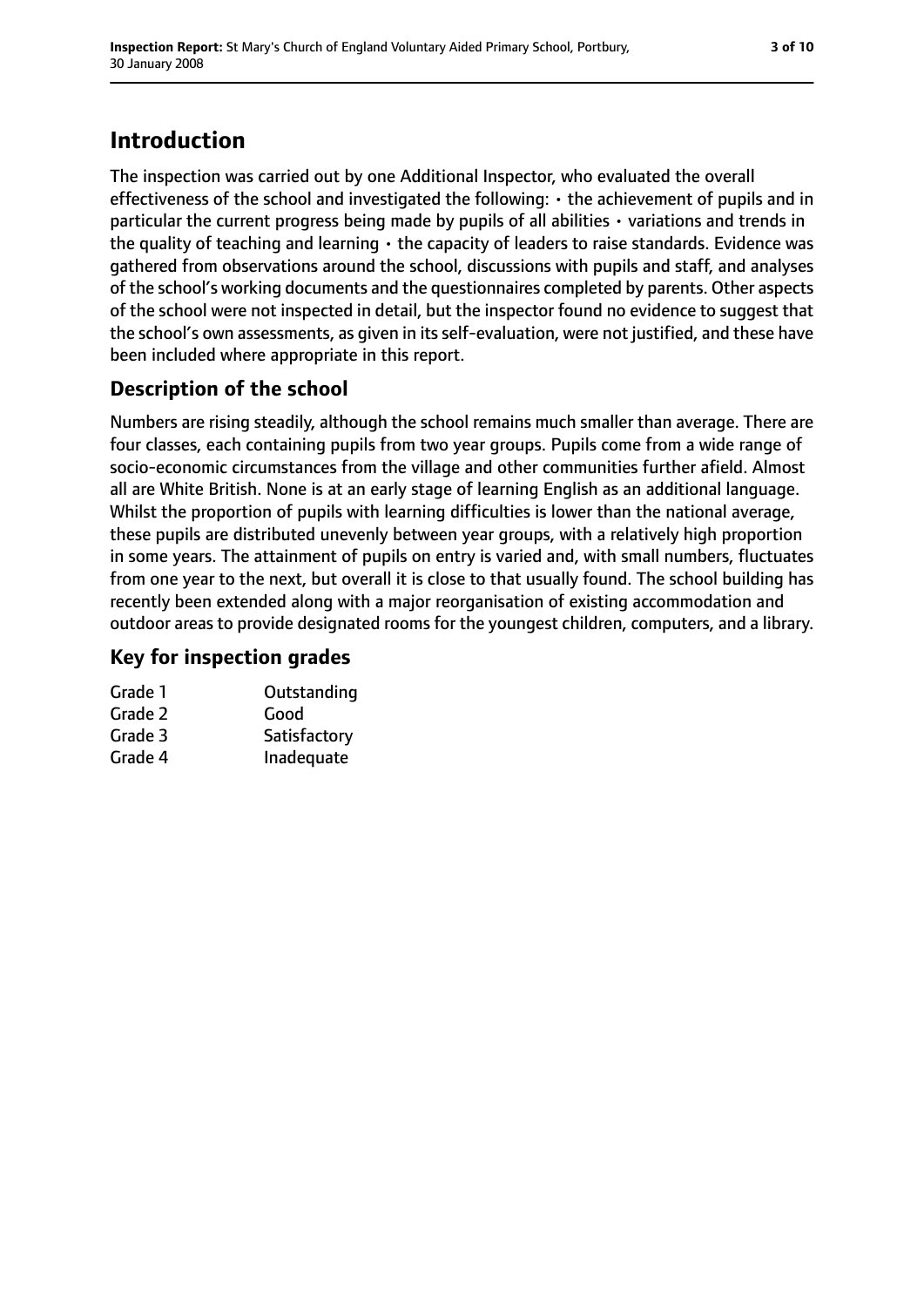# Introduction

The inspection was carried out by one Additional Inspector, who evaluated the overall effectiveness of the school and investigated the following: • the achievement of pupils and in particular the current progress being made by pupils of all abilities • variations and trends in the quality of teaching and learning • the capacity of leaders to raise standards. Evidence was gathered from observations around the school, discussions with pupils and staff, and analyses of the school's working documents and the questionnaires completed by parents. Other aspects of the school were not inspected in detail, but the inspector found no evidence to suggest that the school's own assessments, as given in its self-evaluation, were not justified, and these have been included where appropriate in this report.

## Description of the school

Numbers are rising steadily, although the school remains much smaller than average. There are four classes, each containing pupils from two year groups. Pupils come from a wide range of socio-economic circumstances from the village and other communities further afield. Almost all are White British. None is at an early stage of learning English as an additional language. Whilst the proportion of pupils with learning difficulties is lower than the national average, these pupils are distributed unevenly between year groups, with a relatively high proportion in some years. The attainment of pupils on entry is varied and, with small numbers, fluctuates from one year to the next, but overall it is close to that usually found. The school building has recently been extended along with a major reorganisation of existing accommodation and outdoor areas to provide designated rooms for the youngest children, computers, and a library.

## Key for inspection grades

| | |
|---|---|
| Grade 1 | Outstanding |
| Grade 2 | Good |
| Grade 3 | Satisfactory |
| Grade 4 | Inadequate |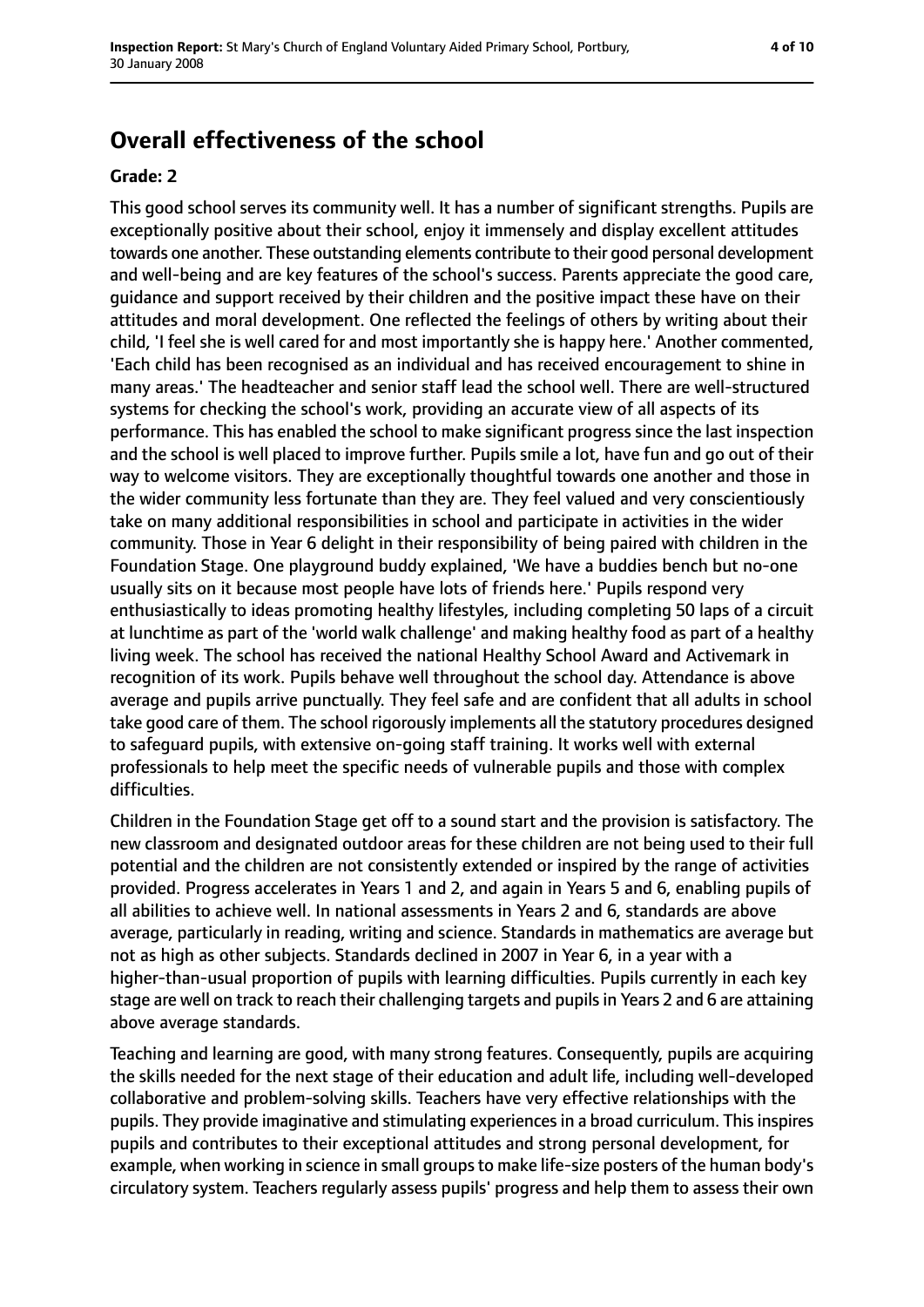## Overall effectiveness of the school

**Grade: 2**

This good school serves its community well. It has a number of significant strengths. Pupils are exceptionally positive about their school, enjoy it immensely and display excellent attitudes towards one another. These outstanding elements contribute to their good personal development and well-being and are key features of the school's success. Parents appreciate the good care, guidance and support received by their children and the positive impact these have on their attitudes and moral development. One reflected the feelings of others by writing about their child, 'I feel she is well cared for and most importantly she is happy here.' Another commented, 'Each child has been recognised as an individual and has received encouragement to shine in many areas.' The headteacher and senior staff lead the school well. There are well-structured systems for checking the school's work, providing an accurate view of all aspects of its performance. This has enabled the school to make significant progress since the last inspection and the school is well placed to improve further. Pupils smile a lot, have fun and go out of their way to welcome visitors. They are exceptionally thoughtful towards one another and those in the wider community less fortunate than they are. They feel valued and very conscientiously take on many additional responsibilities in school and participate in activities in the wider community. Those in Year 6 delight in their responsibility of being paired with children in the Foundation Stage. One playground buddy explained, 'We have a buddies bench but no-one usually sits on it because most people have lots of friends here.' Pupils respond very enthusiastically to ideas promoting healthy lifestyles, including completing 50 laps of a circuit at lunchtime as part of the 'world walk challenge' and making healthy food as part of a healthy living week. The school has received the national Healthy School Award and Activemark in recognition of its work. Pupils behave well throughout the school day. Attendance is above average and pupils arrive punctually. They feel safe and are confident that all adults in school take good care of them. The school rigorously implements all the statutory procedures designed to safeguard pupils, with extensive on-going staff training. It works well with external professionals to help meet the specific needs of vulnerable pupils and those with complex difficulties.

Children in the Foundation Stage get off to a sound start and the provision is satisfactory. The new classroom and designated outdoor areas for these children are not being used to their full potential and the children are not consistently extended or inspired by the range of activities provided. Progress accelerates in Years 1 and 2, and again in Years 5 and 6, enabling pupils of all abilities to achieve well. In national assessments in Years 2 and 6, standards are above average, particularly in reading, writing and science. Standards in mathematics are average but not as high as other subjects. Standards declined in 2007 in Year 6, in a year with a higher-than-usual proportion of pupils with learning difficulties. Pupils currently in each key stage are well on track to reach their challenging targets and pupils in Years 2 and 6 are attaining above average standards.

Teaching and learning are good, with many strong features. Consequently, pupils are acquiring the skills needed for the next stage of their education and adult life, including well-developed collaborative and problem-solving skills. Teachers have very effective relationships with the pupils. They provide imaginative and stimulating experiences in a broad curriculum. This inspires pupils and contributes to their exceptional attitudes and strong personal development, for example, when working in science in small groups to make life-size posters of the human body's circulatory system. Teachers regularly assess pupils' progress and help them to assess their own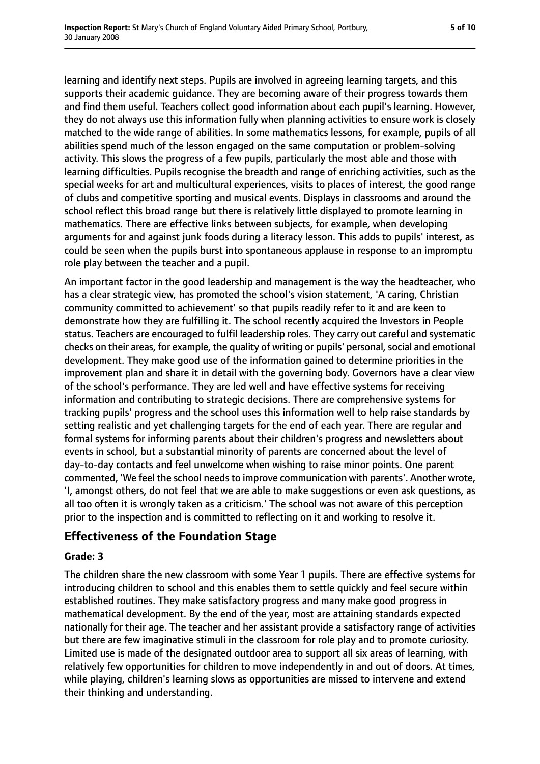learning and identify next steps. Pupils are involved in agreeing learning targets, and this supports their academic guidance. They are becoming aware of their progress towards them and find them useful. Teachers collect good information about each pupil's learning. However, they do not always use this information fully when planning activities to ensure work is closely matched to the wide range of abilities. In some mathematics lessons, for example, pupils of all abilities spend much of the lesson engaged on the same computation or problem-solving activity. This slows the progress of a few pupils, particularly the most able and those with learning difficulties. Pupils recognise the breadth and range of enriching activities, such as the special weeks for art and multicultural experiences, visits to places of interest, the good range of clubs and competitive sporting and musical events. Displays in classrooms and around the school reflect this broad range but there is relatively little displayed to promote learning in mathematics. There are effective links between subjects, for example, when developing arguments for and against junk foods during a literacy lesson. This adds to pupils' interest, as could be seen when the pupils burst into spontaneous applause in response to an impromptu role play between the teacher and a pupil.

An important factor in the good leadership and management is the way the headteacher, who has a clear strategic view, has promoted the school's vision statement, 'A caring, Christian community committed to achievement' so that pupils readily refer to it and are keen to demonstrate how they are fulfilling it. The school recently acquired the Investors in People status. Teachers are encouraged to fulfil leadership roles. They carry out careful and systematic checks on their areas, for example, the quality of writing or pupils' personal, social and emotional development. They make good use of the information gained to determine priorities in the improvement plan and share it in detail with the governing body. Governors have a clear view of the school's performance. They are led well and have effective systems for receiving information and contributing to strategic decisions. There are comprehensive systems for tracking pupils' progress and the school uses this information well to help raise standards by setting realistic and yet challenging targets for the end of each year. There are regular and formal systems for informing parents about their children's progress and newsletters about events in school, but a substantial minority of parents are concerned about the level of day-to-day contacts and feel unwelcome when wishing to raise minor points. One parent commented, 'We feel the school needs to improve communication with parents'. Another wrote, 'I, amongst others, do not feel that we are able to make suggestions or even ask questions, as all too often it is wrongly taken as a criticism.' The school was not aware of this perception prior to the inspection and is committed to reflecting on it and working to resolve it.

## Effectiveness of the Foundation Stage

### Grade: 3

The children share the new classroom with some Year 1 pupils. There are effective systems for introducing children to school and this enables them to settle quickly and feel secure within established routines. They make satisfactory progress and many make good progress in mathematical development. By the end of the year, most are attaining standards expected nationally for their age. The teacher and her assistant provide a satisfactory range of activities but there are few imaginative stimuli in the classroom for role play and to promote curiosity. Limited use is made of the designated outdoor area to support all six areas of learning, with relatively few opportunities for children to move independently in and out of doors. At times, while playing, children's learning slows as opportunities are missed to intervene and extend their thinking and understanding.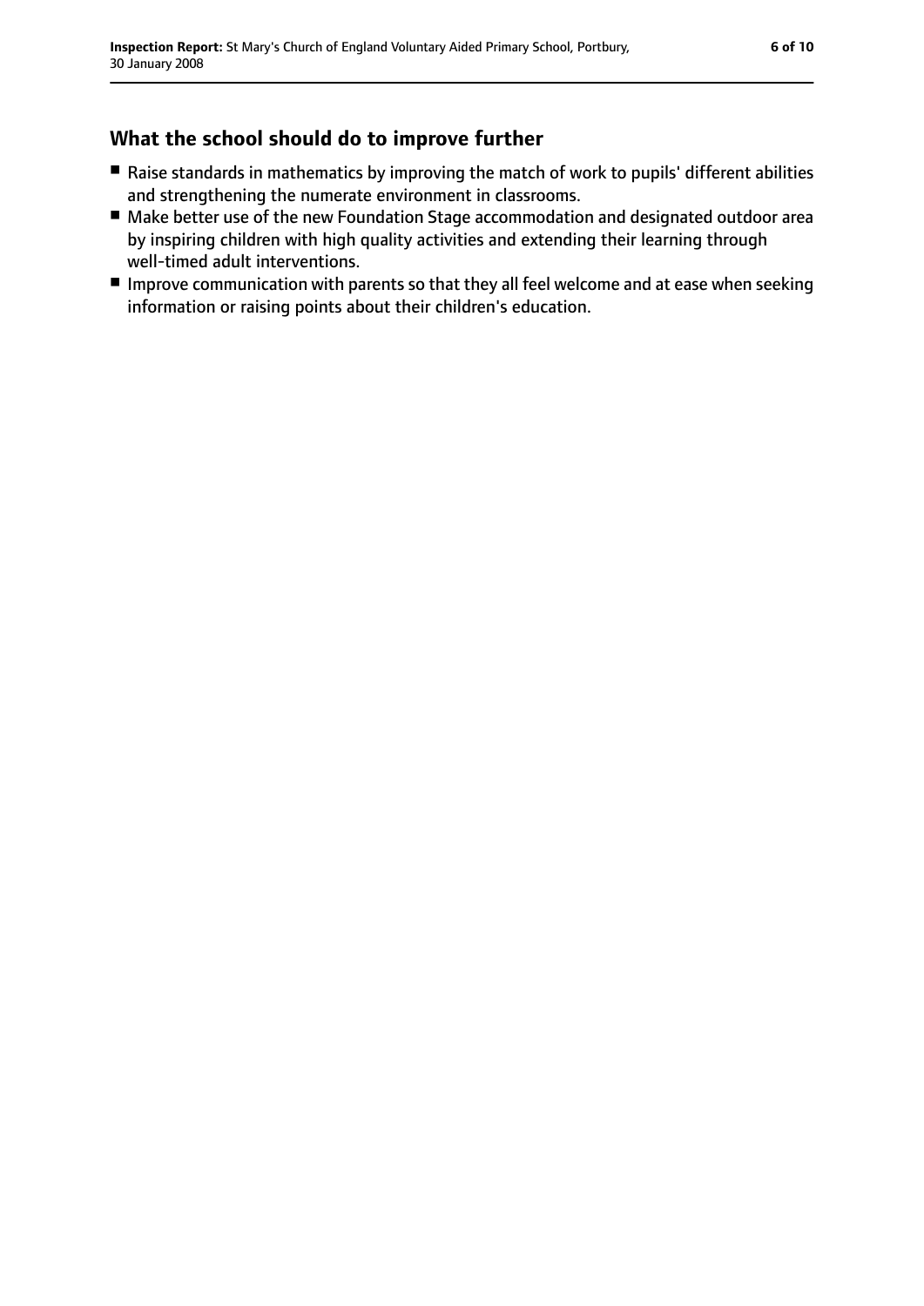## What the school should do to improve further

- Raise standards in mathematics by improving the match of work to pupils' different abilities and strengthening the numerate environment in classrooms.
- Make better use of the new Foundation Stage accommodation and designated outdoor area by inspiring children with high quality activities and extending their learning through well-timed adult interventions.
- Improve communication with parents so that they all feel welcome and at ease when seeking information or raising points about their children's education.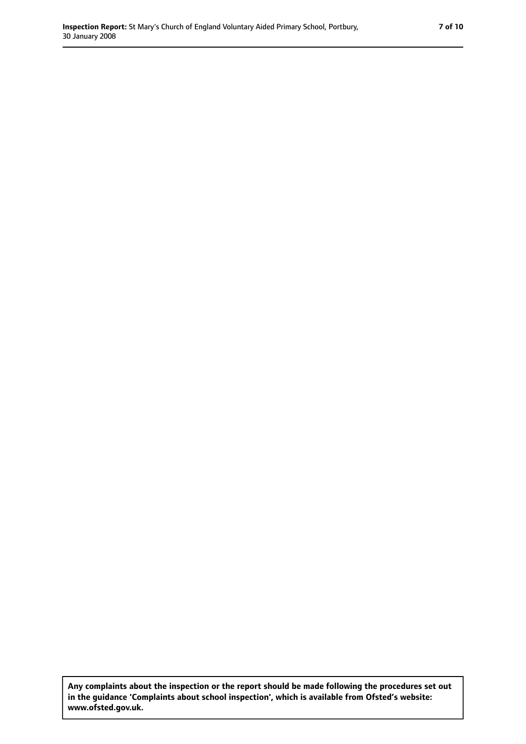**Any complaints about the inspection or the report should be made following the procedures set out in the guidance 'Complaints about school inspection', which is available from Ofsted's website: www.ofsted.gov.uk.**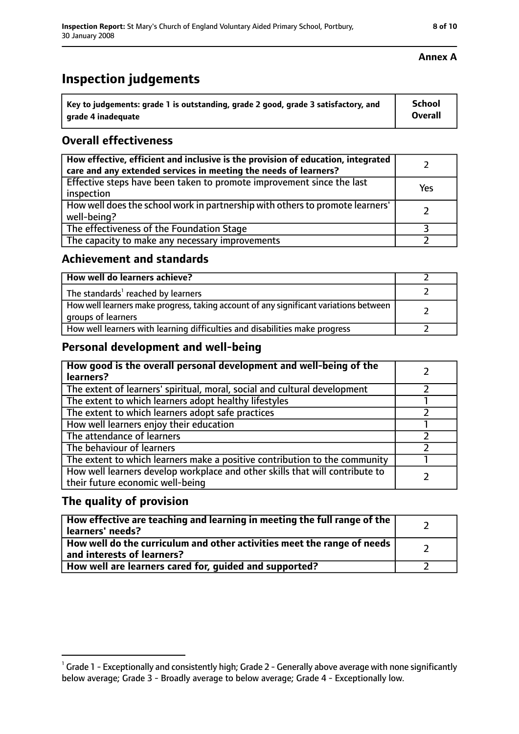**Annex A**

# Inspection judgements

| Key to judgements: grade 1 is outstanding, grade 2 good, grade 3 satisfactory, and grade 4 inadequate | School Overall |
|---|---|

## Overall effectiveness

| | |
|---|---|
| How effective, efficient and inclusive is the provision of education, integrated care and any extended services in meeting the needs of learners? | 2 |
| Effective steps have been taken to promote improvement since the last inspection | Yes |
| How well does the school work in partnership with others to promote learners' well-being? | 2 |
| The effectiveness of the Foundation Stage | 3 |
| The capacity to make any necessary improvements | 2 |

## Achievement and standards

| | |
|---|---|
| How well do learners achieve? | 2 |
| The standards[1] reached by learners | 2 |
| How well learners make progress, taking account of any significant variations between groups of learners | 2 |
| How well learners with learning difficulties and disabilities make progress | 2 |

## Personal development and well-being

| | |
|---|---|
| How good is the overall personal development and well-being of the learners? | 2 |
| The extent of learners' spiritual, moral, social and cultural development | 2 |
| The extent to which learners adopt healthy lifestyles | 1 |
| The extent to which learners adopt safe practices | 2 |
| How well learners enjoy their education | 1 |
| The attendance of learners | 2 |
| The behaviour of learners | 2 |
| The extent to which learners make a positive contribution to the community | 1 |
| How well learners develop workplace and other skills that will contribute to their future economic well-being | 2 |

## The quality of provision

| | |
|---|---|
| How effective are teaching and learning in meeting the full range of the learners' needs? | 2 |
| How well do the curriculum and other activities meet the range of needs and interests of learners? | 2 |
| How well are learners cared for, guided and supported? | 2 |

[1] Grade 1 - Exceptionally and consistently high; Grade 2 - Generally above average with none significantly below average; Grade 3 - Broadly average to below average; Grade 4 - Exceptionally low.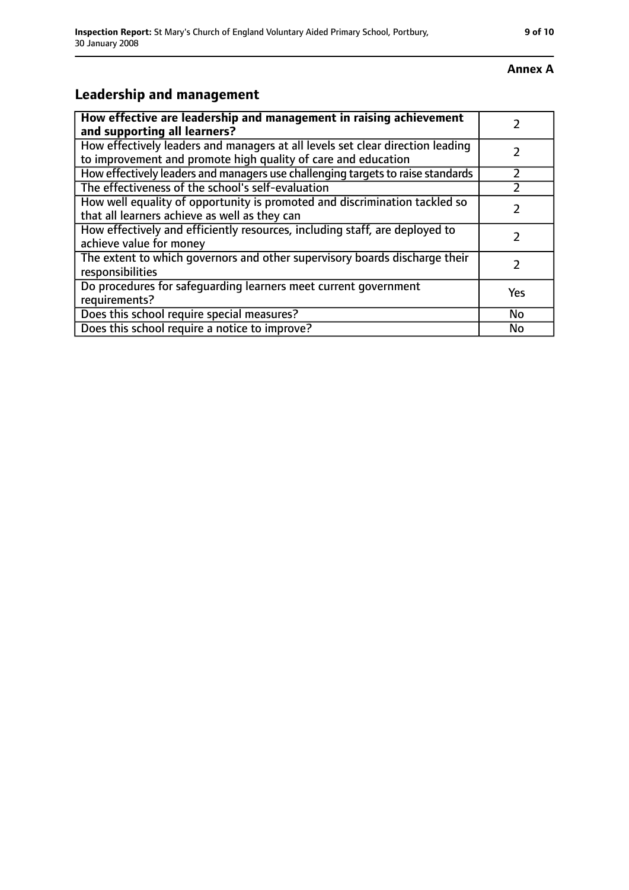**Annex A**

## Leadership and management

| **How effective are leadership and management in raising achievement and supporting all learners?** | 2 |
|---|---|
| How effectively leaders and managers at all levels set clear direction leading to improvement and promote high quality of care and education | 2 |
| How effectively leaders and managers use challenging targets to raise standards | 2 |
| The effectiveness of the school's self-evaluation | 2 |
| How well equality of opportunity is promoted and discrimination tackled so that all learners achieve as well as they can | 2 |
| How effectively and efficiently resources, including staff, are deployed to achieve value for money | 2 |
| The extent to which governors and other supervisory boards discharge their responsibilities | 2 |
| Do procedures for safeguarding learners meet current government requirements? | Yes |
| Does this school require special measures? | No |
| Does this school require a notice to improve? | No |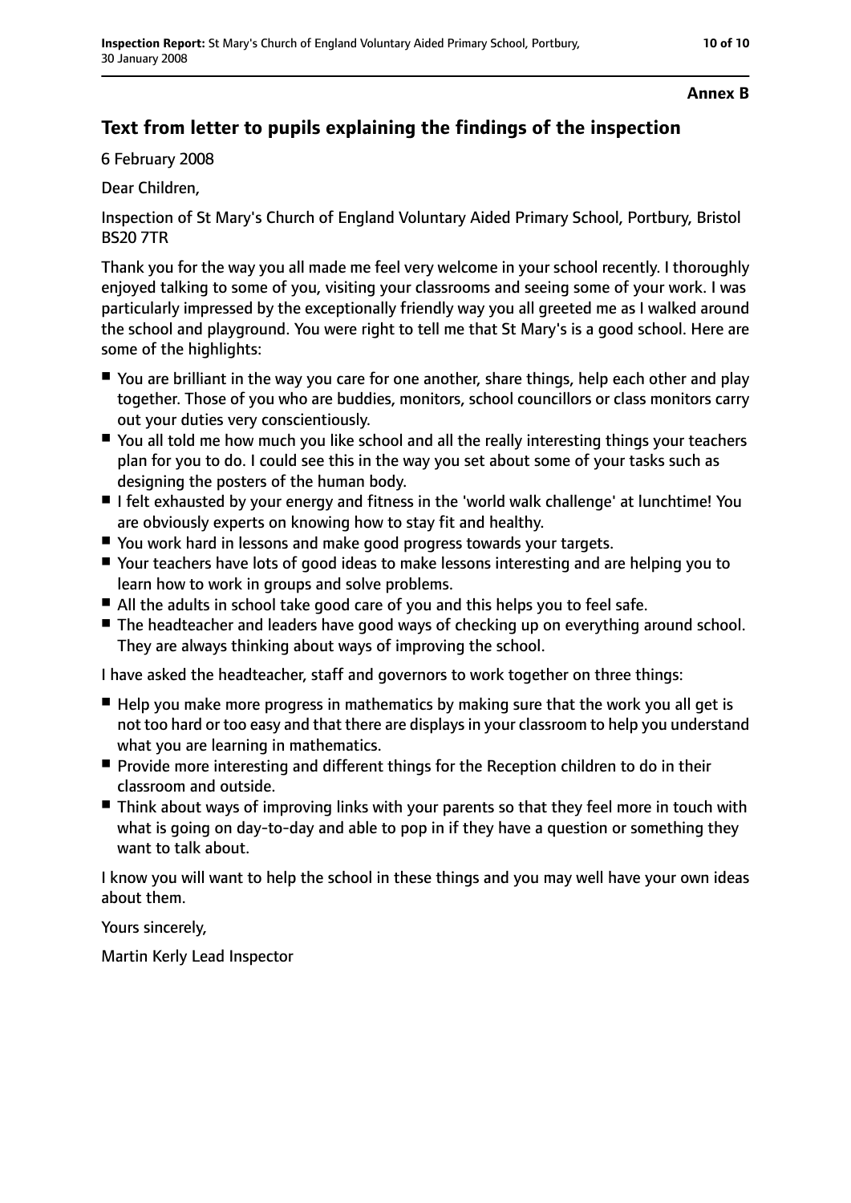**Annex B**

## Text from letter to pupils explaining the findings of the inspection

6 February 2008

Dear Children,

Inspection of St Mary's Church of England Voluntary Aided Primary School, Portbury, Bristol BS20 7TR

Thank you for the way you all made me feel very welcome in your school recently. I thoroughly enjoyed talking to some of you, visiting your classrooms and seeing some of your work. I was particularly impressed by the exceptionally friendly way you all greeted me as I walked around the school and playground. You were right to tell me that St Mary's is a good school. Here are some of the highlights:

- You are brilliant in the way you care for one another, share things, help each other and play together. Those of you who are buddies, monitors, school councillors or class monitors carry out your duties very conscientiously.
- You all told me how much you like school and all the really interesting things your teachers plan for you to do. I could see this in the way you set about some of your tasks such as designing the posters of the human body.
- I felt exhausted by your energy and fitness in the 'world walk challenge' at lunchtime! You are obviously experts on knowing how to stay fit and healthy.
- You work hard in lessons and make good progress towards your targets.
- Your teachers have lots of good ideas to make lessons interesting and are helping you to learn how to work in groups and solve problems.
- All the adults in school take good care of you and this helps you to feel safe.
- The headteacher and leaders have good ways of checking up on everything around school. They are always thinking about ways of improving the school.

I have asked the headteacher, staff and governors to work together on three things:

- Help you make more progress in mathematics by making sure that the work you all get is not too hard or too easy and that there are displays in your classroom to help you understand what you are learning in mathematics.
- Provide more interesting and different things for the Reception children to do in their classroom and outside.
- Think about ways of improving links with your parents so that they feel more in touch with what is going on day-to-day and able to pop in if they have a question or something they want to talk about.

I know you will want to help the school in these things and you may well have your own ideas about them.

Yours sincerely,

Martin Kerly Lead Inspector